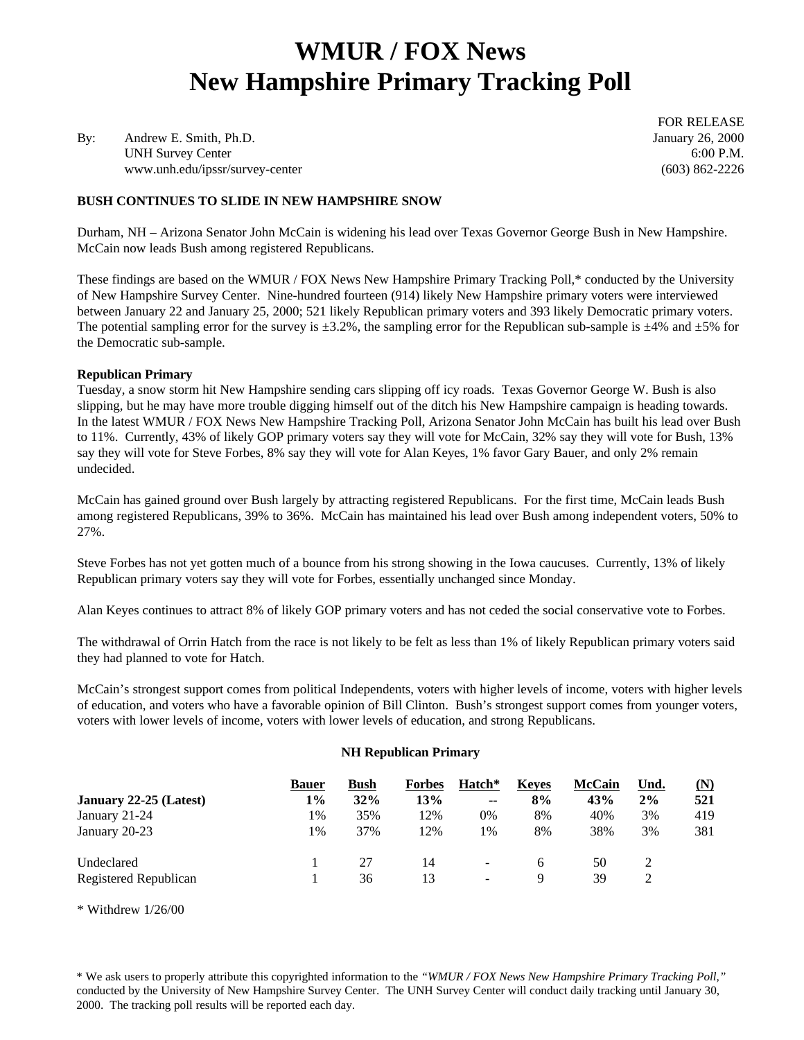# WMUR / FOX News
# New Hampshire Primary Tracking Poll

By: Andrew E. Smith, Ph.D.
UNH Survey Center
www.unh.edu/ipssr/survey-center

FOR RELEASE
January 26, 2000
6:00 P.M.
(603) 862-2226

**BUSH CONTINUES TO SLIDE IN NEW HAMPSHIRE SNOW**

Durham, NH – Arizona Senator John McCain is widening his lead over Texas Governor George Bush in New Hampshire. McCain now leads Bush among registered Republicans.

These findings are based on the WMUR / FOX News New Hampshire Primary Tracking Poll,* conducted by the University of New Hampshire Survey Center. Nine-hundred fourteen (914) likely New Hampshire primary voters were interviewed between January 22 and January 25, 2000; 521 likely Republican primary voters and 393 likely Democratic primary voters. The potential sampling error for the survey is ±3.2%, the sampling error for the Republican sub-sample is ±4% and ±5% for the Democratic sub-sample.

**Republican Primary**

Tuesday, a snow storm hit New Hampshire sending cars slipping off icy roads. Texas Governor George W. Bush is also slipping, but he may have more trouble digging himself out of the ditch his New Hampshire campaign is heading towards. In the latest WMUR / FOX News New Hampshire Tracking Poll, Arizona Senator John McCain has built his lead over Bush to 11%. Currently, 43% of likely GOP primary voters say they will vote for McCain, 32% say they will vote for Bush, 13% say they will vote for Steve Forbes, 8% say they will vote for Alan Keyes, 1% favor Gary Bauer, and only 2% remain undecided.

McCain has gained ground over Bush largely by attracting registered Republicans. For the first time, McCain leads Bush among registered Republicans, 39% to 36%. McCain has maintained his lead over Bush among independent voters, 50% to 27%.

Steve Forbes has not yet gotten much of a bounce from his strong showing in the Iowa caucuses. Currently, 13% of likely Republican primary voters say they will vote for Forbes, essentially unchanged since Monday.

Alan Keyes continues to attract 8% of likely GOP primary voters and has not ceded the social conservative vote to Forbes.

The withdrawal of Orrin Hatch from the race is not likely to be felt as less than 1% of likely Republican primary voters said they had planned to vote for Hatch.

McCain's strongest support comes from political Independents, voters with higher levels of income, voters with higher levels of education, and voters who have a favorable opinion of Bill Clinton. Bush's strongest support comes from younger voters, voters with lower levels of income, voters with lower levels of education, and strong Republicans.

**NH Republican Primary**

| | Bauer | Bush | Forbes | Hatch* | Keyes | McCain | Und. | (N) |
|---|---|---|---|---|---|---|---|---|
| **January 22-25 (Latest)** | **1%** | **32%** | **13%** | **--** | **8%** | **43%** | **2%** | **521** |
| January 21-24 | 1% | 35% | 12% | 0% | 8% | 40% | 3% | 419 |
| January 20-23 | 1% | 37% | 12% | 1% | 8% | 38% | 3% | 381 |
| Undeclared | 1 | 27 | 14 | - | 6 | 50 | 2 | |
| Registered Republican | 1 | 36 | 13 | - | 9 | 39 | 2 | |

\* Withdrew 1/26/00

\* We ask users to properly attribute this copyrighted information to the *"WMUR / FOX News New Hampshire Primary Tracking Poll,"* conducted by the University of New Hampshire Survey Center. The UNH Survey Center will conduct daily tracking until January 30, 2000. The tracking poll results will be reported each day.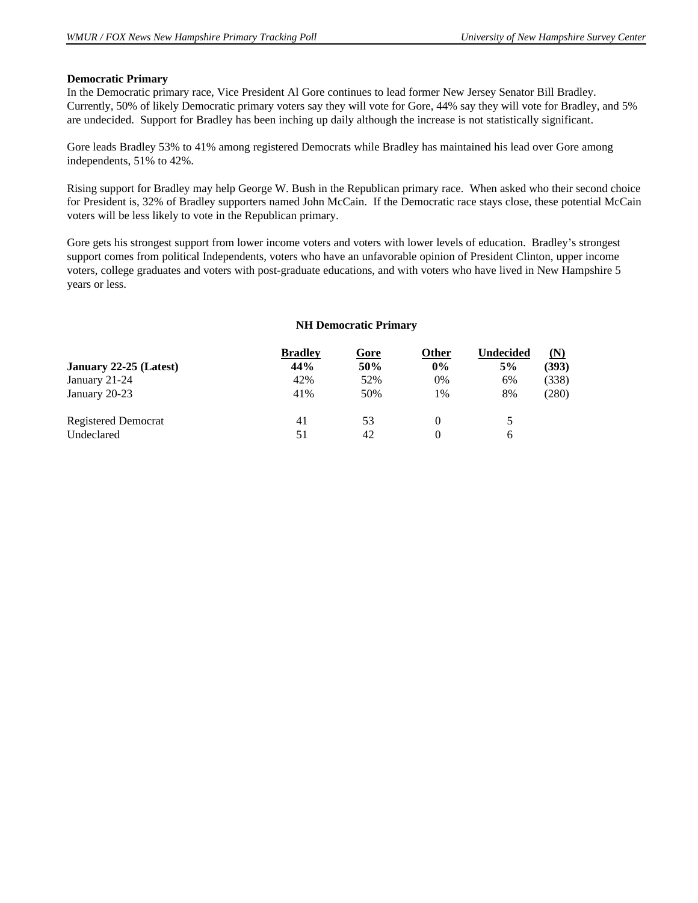## Democratic Primary

In the Democratic primary race, Vice President Al Gore continues to lead former New Jersey Senator Bill Bradley. Currently, 50% of likely Democratic primary voters say they will vote for Gore, 44% say they will vote for Bradley, and 5% are undecided. Support for Bradley has been inching up daily although the increase is not statistically significant.

Gore leads Bradley 53% to 41% among registered Democrats while Bradley has maintained his lead over Gore among independents, 51% to 42%.

Rising support for Bradley may help George W. Bush in the Republican primary race. When asked who their second choice for President is, 32% of Bradley supporters named John McCain. If the Democratic race stays close, these potential McCain voters will be less likely to vote in the Republican primary.

Gore gets his strongest support from lower income voters and voters with lower levels of education. Bradley's strongest support comes from political Independents, voters who have an unfavorable opinion of President Clinton, upper income voters, college graduates and voters with post-graduate educations, and with voters who have lived in New Hampshire 5 years or less.

**NH Democratic Primary**

| | Bradley | Gore | Other | Undecided | (N) |
|---|---|---|---|---|---|
| **January 22-25 (Latest)** | **44%** | **50%** | **0%** | **5%** | **(393)** |
| January 21-24 | 42% | 52% | 0% | 6% | (338) |
| January 20-23 | 41% | 50% | 1% | 8% | (280) |
| | | | | | |
| Registered Democrat | 41 | 53 | 0 | 5 | |
| Undeclared | 51 | 42 | 0 | 6 | |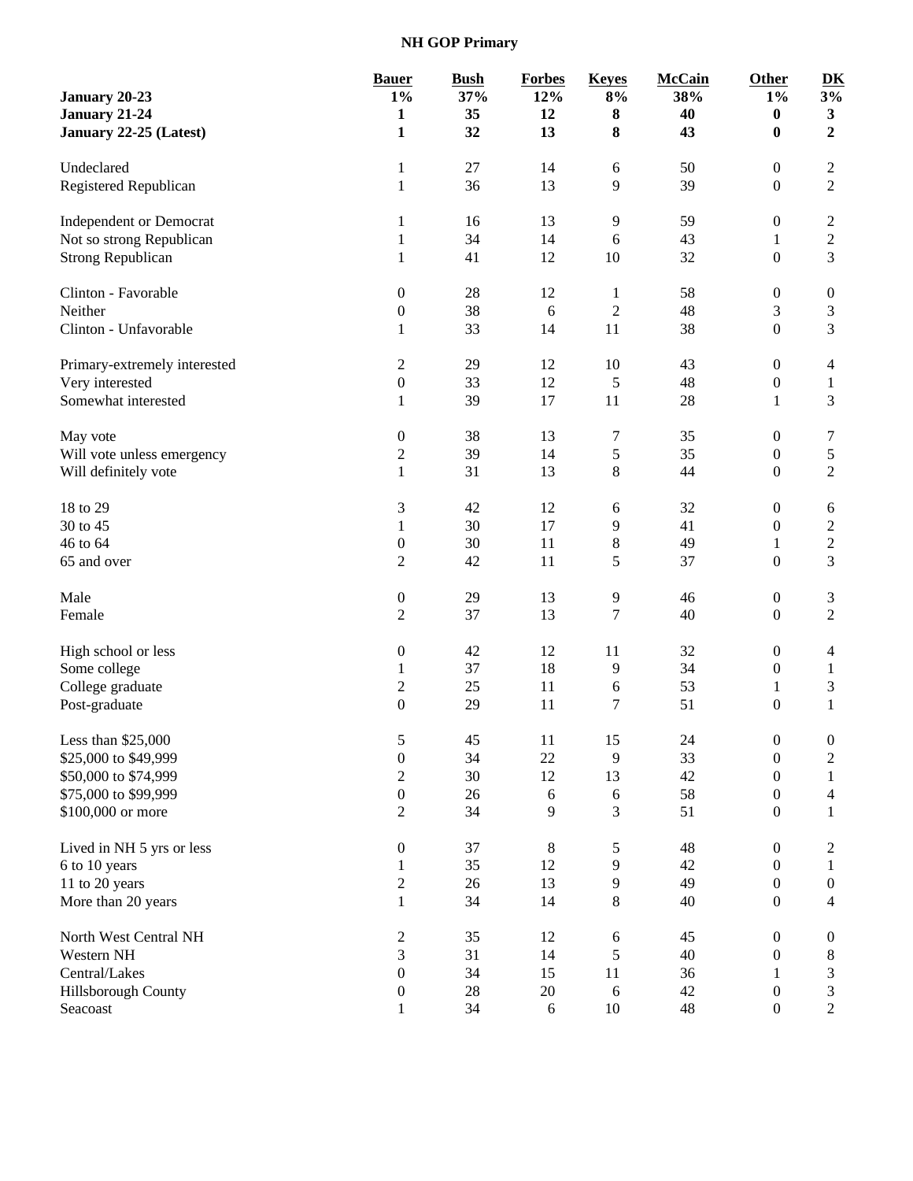## NH GOP Primary

| | Bauer | Bush | Forbes | Keyes | McCain | Other | DK |
|---|---|---|---|---|---|---|---|
| **January 20-23** | **1%** | **37%** | **12%** | **8%** | **38%** | **1%** | **3%** |
| **January 21-24** | **1** | **35** | **12** | **8** | **40** | **0** | **3** |
| **January 22-25 (Latest)** | **1** | **32** | **13** | **8** | **43** | **0** | **2** |
| Undeclared | 1 | 27 | 14 | 6 | 50 | 0 | 2 |
| Registered Republican | 1 | 36 | 13 | 9 | 39 | 0 | 2 |
| Independent or Democrat | 1 | 16 | 13 | 9 | 59 | 0 | 2 |
| Not so strong Republican | 1 | 34 | 14 | 6 | 43 | 1 | 2 |
| Strong Republican | 1 | 41 | 12 | 10 | 32 | 0 | 3 |
| Clinton - Favorable | 0 | 28 | 12 | 1 | 58 | 0 | 0 |
| Neither | 0 | 38 | 6 | 2 | 48 | 3 | 3 |
| Clinton - Unfavorable | 1 | 33 | 14 | 11 | 38 | 0 | 3 |
| Primary-extremely interested | 2 | 29 | 12 | 10 | 43 | 0 | 4 |
| Very interested | 0 | 33 | 12 | 5 | 48 | 0 | 1 |
| Somewhat interested | 1 | 39 | 17 | 11 | 28 | 1 | 3 |
| May vote | 0 | 38 | 13 | 7 | 35 | 0 | 7 |
| Will vote unless emergency | 2 | 39 | 14 | 5 | 35 | 0 | 5 |
| Will definitely vote | 1 | 31 | 13 | 8 | 44 | 0 | 2 |
| 18 to 29 | 3 | 42 | 12 | 6 | 32 | 0 | 6 |
| 30 to 45 | 1 | 30 | 17 | 9 | 41 | 0 | 2 |
| 46 to 64 | 0 | 30 | 11 | 8 | 49 | 1 | 2 |
| 65 and over | 2 | 42 | 11 | 5 | 37 | 0 | 3 |
| Male | 0 | 29 | 13 | 9 | 46 | 0 | 3 |
| Female | 2 | 37 | 13 | 7 | 40 | 0 | 2 |
| High school or less | 0 | 42 | 12 | 11 | 32 | 0 | 4 |
| Some college | 1 | 37 | 18 | 9 | 34 | 0 | 1 |
| College graduate | 2 | 25 | 11 | 6 | 53 | 1 | 3 |
| Post-graduate | 0 | 29 | 11 | 7 | 51 | 0 | 1 |
| Less than $25,000 | 5 | 45 | 11 | 15 | 24 | 0 | 0 |
| $25,000 to $49,999 | 0 | 34 | 22 | 9 | 33 | 0 | 2 |
| $50,000 to $74,999 | 2 | 30 | 12 | 13 | 42 | 0 | 1 |
| $75,000 to $99,999 | 0 | 26 | 6 | 6 | 58 | 0 | 4 |
| $100,000 or more | 2 | 34 | 9 | 3 | 51 | 0 | 1 |
| Lived in NH 5 yrs or less | 0 | 37 | 8 | 5 | 48 | 0 | 2 |
| 6 to 10 years | 1 | 35 | 12 | 9 | 42 | 0 | 1 |
| 11 to 20 years | 2 | 26 | 13 | 9 | 49 | 0 | 0 |
| More than 20 years | 1 | 34 | 14 | 8 | 40 | 0 | 4 |
| North West Central NH | 2 | 35 | 12 | 6 | 45 | 0 | 0 |
| Western NH | 3 | 31 | 14 | 5 | 40 | 0 | 8 |
| Central/Lakes | 0 | 34 | 15 | 11 | 36 | 1 | 3 |
| Hillsborough County | 0 | 28 | 20 | 6 | 42 | 0 | 3 |
| Seacoast | 1 | 34 | 6 | 10 | 48 | 0 | 2 |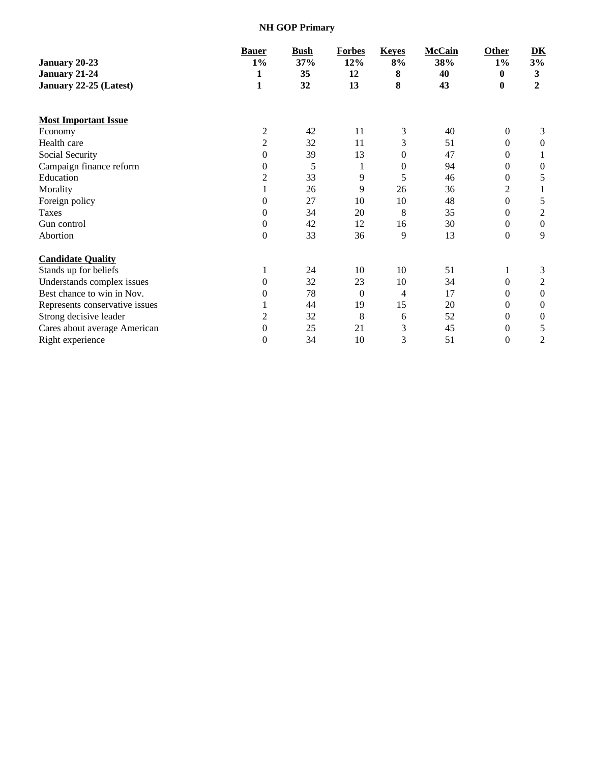# NH GOP Primary

| | Bauer | Bush | Forbes | Keyes | McCain | Other | DK |
|---|---|---|---|---|---|---|---|
| **January 20-23** | **1%** | **37%** | **12%** | **8%** | **38%** | **1%** | **3%** |
| **January 21-24** | **1** | **35** | **12** | **8** | **40** | **0** | **3** |
| **January 22-25 (Latest)** | **1** | **32** | **13** | **8** | **43** | **0** | **2** |
| | | | | | | | |
| **Most Important Issue** | | | | | | | |
| Economy | 2 | 42 | 11 | 3 | 40 | 0 | 3 |
| Health care | 2 | 32 | 11 | 3 | 51 | 0 | 0 |
| Social Security | 0 | 39 | 13 | 0 | 47 | 0 | 1 |
| Campaign finance reform | 0 | 5 | 1 | 0 | 94 | 0 | 0 |
| Education | 2 | 33 | 9 | 5 | 46 | 0 | 5 |
| Morality | 1 | 26 | 9 | 26 | 36 | 2 | 1 |
| Foreign policy | 0 | 27 | 10 | 10 | 48 | 0 | 5 |
| Taxes | 0 | 34 | 20 | 8 | 35 | 0 | 2 |
| Gun control | 0 | 42 | 12 | 16 | 30 | 0 | 0 |
| Abortion | 0 | 33 | 36 | 9 | 13 | 0 | 9 |
| | | | | | | | |
| **Candidate Quality** | | | | | | | |
| Stands up for beliefs | 1 | 24 | 10 | 10 | 51 | 1 | 3 |
| Understands complex issues | 0 | 32 | 23 | 10 | 34 | 0 | 2 |
| Best chance to win in Nov. | 0 | 78 | 0 | 4 | 17 | 0 | 0 |
| Represents conservative issues | 1 | 44 | 19 | 15 | 20 | 0 | 0 |
| Strong decisive leader | 2 | 32 | 8 | 6 | 52 | 0 | 0 |
| Cares about average American | 0 | 25 | 21 | 3 | 45 | 0 | 5 |
| Right experience | 0 | 34 | 10 | 3 | 51 | 0 | 2 |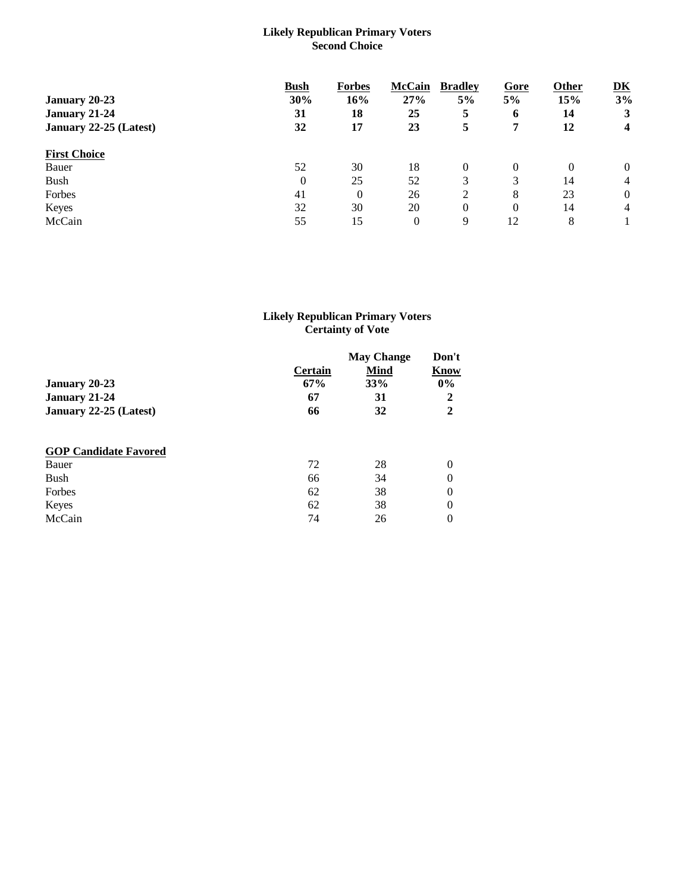**Likely Republican Primary Voters**
**Second Choice**

| | Bush | Forbes | McCain | Bradley | Gore | Other | DK |
|---|---|---|---|---|---|---|---|
| **January 20-23** | **30%** | **16%** | **27%** | **5%** | **5%** | **15%** | **3%** |
| **January 21-24** | **31** | **18** | **25** | **5** | **6** | **14** | **3** |
| **January 22-25 (Latest)** | **32** | **17** | **23** | **5** | **7** | **12** | **4** |
| **First Choice** | | | | | | | |
| Bauer | 52 | 30 | 18 | 0 | 0 | 0 | 0 |
| Bush | 0 | 25 | 52 | 3 | 3 | 14 | 4 |
| Forbes | 41 | 0 | 26 | 2 | 8 | 23 | 0 |
| Keyes | 32 | 30 | 20 | 0 | 0 | 14 | 4 |
| McCain | 55 | 15 | 0 | 9 | 12 | 8 | 1 |

**Likely Republican Primary Voters**
**Certainty of Vote**

| | Certain | May Change Mind | Don't Know |
|---|---|---|---|
| **January 20-23** | **67%** | **33%** | **0%** |
| **January 21-24** | **67** | **31** | **2** |
| **January 22-25 (Latest)** | **66** | **32** | **2** |
| **GOP Candidate Favored** | | | |
| Bauer | 72 | 28 | 0 |
| Bush | 66 | 34 | 0 |
| Forbes | 62 | 38 | 0 |
| Keyes | 62 | 38 | 0 |
| McCain | 74 | 26 | 0 |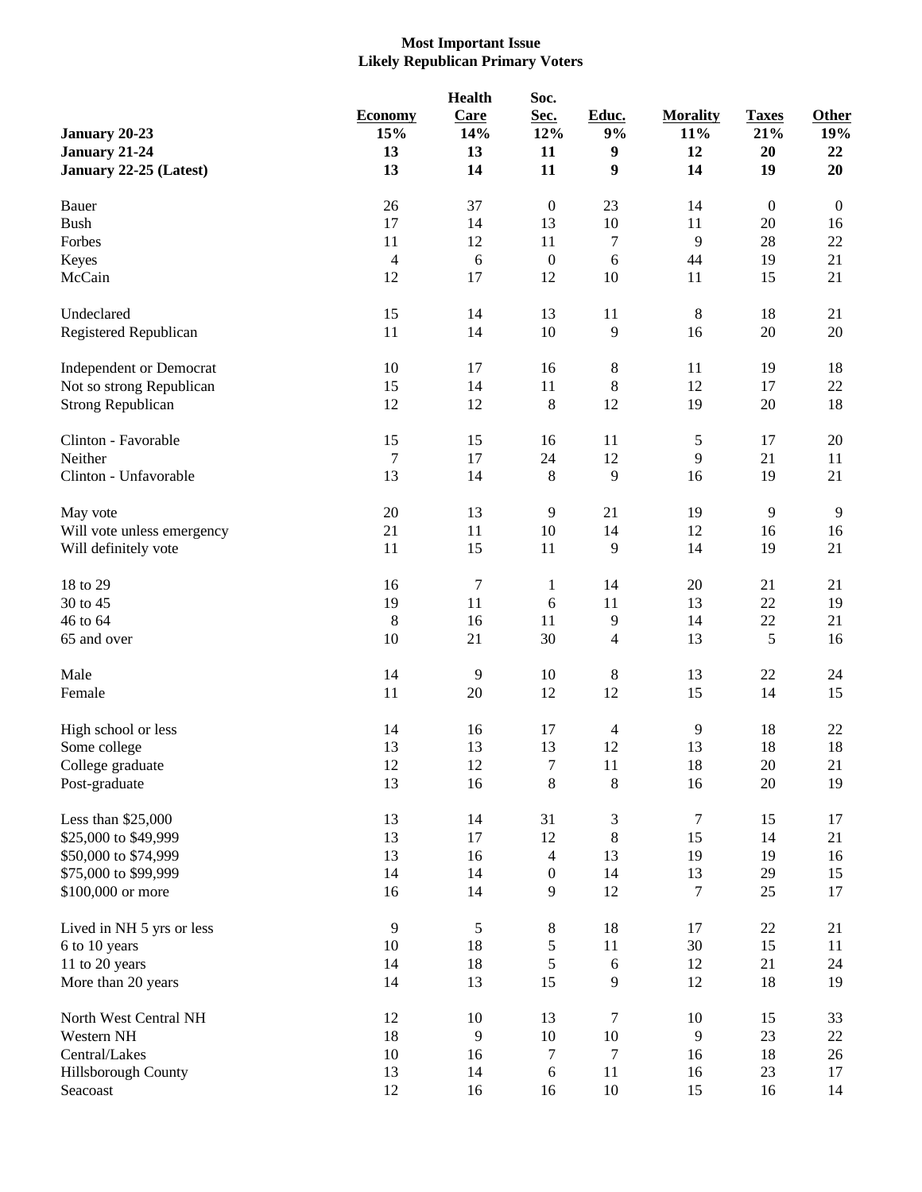**Most Important Issue**
**Likely Republican Primary Voters**

| | Economy | Health Care | Soc. Sec. | Educ. | Morality | Taxes | Other |
|---|---|---|---|---|---|---|---|
| **January 20-23** | **15%** | **14%** | **12%** | **9%** | **11%** | **21%** | **19%** |
| **January 21-24** | **13** | **13** | **11** | **9** | **12** | **20** | **22** |
| **January 22-25 (Latest)** | **13** | **14** | **11** | **9** | **14** | **19** | **20** |
| | | | | | | | |
| Bauer | 26 | 37 | 0 | 23 | 14 | 0 | 0 |
| Bush | 17 | 14 | 13 | 10 | 11 | 20 | 16 |
| Forbes | 11 | 12 | 11 | 7 | 9 | 28 | 22 |
| Keyes | 4 | 6 | 0 | 6 | 44 | 19 | 21 |
| McCain | 12 | 17 | 12 | 10 | 11 | 15 | 21 |
| | | | | | | | |
| Undeclared | 15 | 14 | 13 | 11 | 8 | 18 | 21 |
| Registered Republican | 11 | 14 | 10 | 9 | 16 | 20 | 20 |
| | | | | | | | |
| Independent or Democrat | 10 | 17 | 16 | 8 | 11 | 19 | 18 |
| Not so strong Republican | 15 | 14 | 11 | 8 | 12 | 17 | 22 |
| Strong Republican | 12 | 12 | 8 | 12 | 19 | 20 | 18 |
| | | | | | | | |
| Clinton - Favorable | 15 | 15 | 16 | 11 | 5 | 17 | 20 |
| Neither | 7 | 17 | 24 | 12 | 9 | 21 | 11 |
| Clinton - Unfavorable | 13 | 14 | 8 | 9 | 16 | 19 | 21 |
| | | | | | | | |
| May vote | 20 | 13 | 9 | 21 | 19 | 9 | 9 |
| Will vote unless emergency | 21 | 11 | 10 | 14 | 12 | 16 | 16 |
| Will definitely vote | 11 | 15 | 11 | 9 | 14 | 19 | 21 |
| | | | | | | | |
| 18 to 29 | 16 | 7 | 1 | 14 | 20 | 21 | 21 |
| 30 to 45 | 19 | 11 | 6 | 11 | 13 | 22 | 19 |
| 46 to 64 | 8 | 16 | 11 | 9 | 14 | 22 | 21 |
| 65 and over | 10 | 21 | 30 | 4 | 13 | 5 | 16 |
| | | | | | | | |
| Male | 14 | 9 | 10 | 8 | 13 | 22 | 24 |
| Female | 11 | 20 | 12 | 12 | 15 | 14 | 15 |
| | | | | | | | |
| High school or less | 14 | 16 | 17 | 4 | 9 | 18 | 22 |
| Some college | 13 | 13 | 13 | 12 | 13 | 18 | 18 |
| College graduate | 12 | 12 | 7 | 11 | 18 | 20 | 21 |
| Post-graduate | 13 | 16 | 8 | 8 | 16 | 20 | 19 |
| | | | | | | | |
| Less than $25,000 | 13 | 14 | 31 | 3 | 7 | 15 | 17 |
| $25,000 to $49,999 | 13 | 17 | 12 | 8 | 15 | 14 | 21 |
| $50,000 to $74,999 | 13 | 16 | 4 | 13 | 19 | 19 | 16 |
| $75,000 to $99,999 | 14 | 14 | 0 | 14 | 13 | 29 | 15 |
| $100,000 or more | 16 | 14 | 9 | 12 | 7 | 25 | 17 |
| | | | | | | | |
| Lived in NH 5 yrs or less | 9 | 5 | 8 | 18 | 17 | 22 | 21 |
| 6 to 10 years | 10 | 18 | 5 | 11 | 30 | 15 | 11 |
| 11 to 20 years | 14 | 18 | 5 | 6 | 12 | 21 | 24 |
| More than 20 years | 14 | 13 | 15 | 9 | 12 | 18 | 19 |
| | | | | | | | |
| North West Central NH | 12 | 10 | 13 | 7 | 10 | 15 | 33 |
| Western NH | 18 | 9 | 10 | 10 | 9 | 23 | 22 |
| Central/Lakes | 10 | 16 | 7 | 7 | 16 | 18 | 26 |
| Hillsborough County | 13 | 14 | 6 | 11 | 16 | 23 | 17 |
| Seacoast | 12 | 16 | 16 | 10 | 15 | 16 | 14 |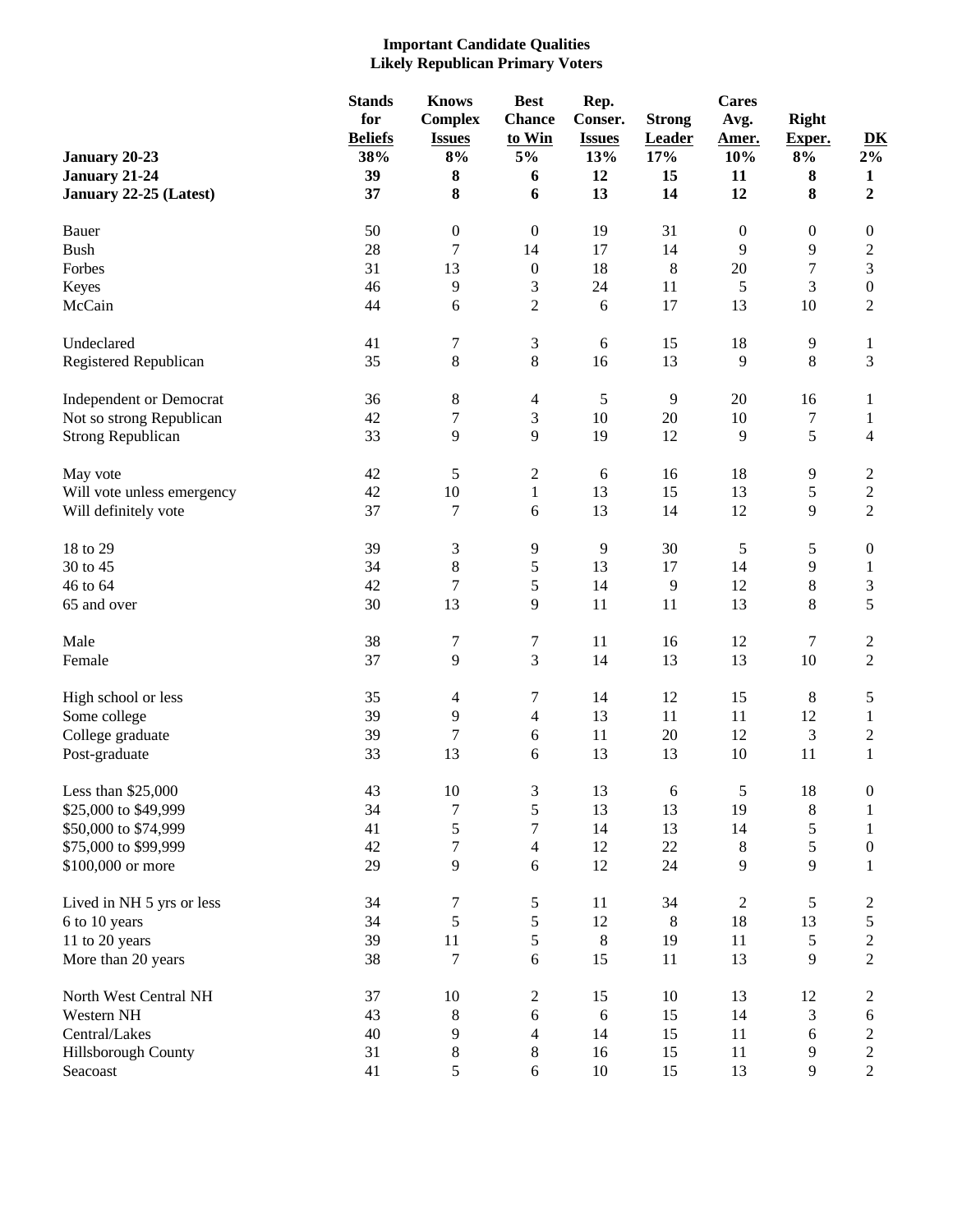# Important Candidate Qualities
## Likely Republican Primary Voters

| | Stands for Beliefs | Knows Complex Issues | Best Chance to Win | Rep. Conser. Issues | Strong Leader | Cares Avg. Amer. | Right Exper. | DK |
|---|---|---|---|---|---|---|---|---|
| **January 20-23** | **38%** | **8%** | **5%** | **13%** | **17%** | **10%** | **8%** | **2%** |
| **January 21-24** | **39** | **8** | **6** | **12** | **15** | **11** | **8** | **1** |
| **January 22-25 (Latest)** | **37** | **8** | **6** | **13** | **14** | **12** | **8** | **2** |
| Bauer | 50 | 0 | 0 | 19 | 31 | 0 | 0 | 0 |
| Bush | 28 | 7 | 14 | 17 | 14 | 9 | 9 | 2 |
| Forbes | 31 | 13 | 0 | 18 | 8 | 20 | 7 | 3 |
| Keyes | 46 | 9 | 3 | 24 | 11 | 5 | 3 | 0 |
| McCain | 44 | 6 | 2 | 6 | 17 | 13 | 10 | 2 |
| Undeclared | 41 | 7 | 3 | 6 | 15 | 18 | 9 | 1 |
| Registered Republican | 35 | 8 | 8 | 16 | 13 | 9 | 8 | 3 |
| Independent or Democrat | 36 | 8 | 4 | 5 | 9 | 20 | 16 | 1 |
| Not so strong Republican | 42 | 7 | 3 | 10 | 20 | 10 | 7 | 1 |
| Strong Republican | 33 | 9 | 9 | 19 | 12 | 9 | 5 | 4 |
| May vote | 42 | 5 | 2 | 6 | 16 | 18 | 9 | 2 |
| Will vote unless emergency | 42 | 10 | 1 | 13 | 15 | 13 | 5 | 2 |
| Will definitely vote | 37 | 7 | 6 | 13 | 14 | 12 | 9 | 2 |
| 18 to 29 | 39 | 3 | 9 | 9 | 30 | 5 | 5 | 0 |
| 30 to 45 | 34 | 8 | 5 | 13 | 17 | 14 | 9 | 1 |
| 46 to 64 | 42 | 7 | 5 | 14 | 9 | 12 | 8 | 3 |
| 65 and over | 30 | 13 | 9 | 11 | 11 | 13 | 8 | 5 |
| Male | 38 | 7 | 7 | 11 | 16 | 12 | 7 | 2 |
| Female | 37 | 9 | 3 | 14 | 13 | 13 | 10 | 2 |
| High school or less | 35 | 4 | 7 | 14 | 12 | 15 | 8 | 5 |
| Some college | 39 | 9 | 4 | 13 | 11 | 11 | 12 | 1 |
| College graduate | 39 | 7 | 6 | 11 | 20 | 12 | 3 | 2 |
| Post-graduate | 33 | 13 | 6 | 13 | 13 | 10 | 11 | 1 |
| Less than $25,000 | 43 | 10 | 3 | 13 | 6 | 5 | 18 | 0 |
| $25,000 to $49,999 | 34 | 7 | 5 | 13 | 13 | 19 | 8 | 1 |
| $50,000 to $74,999 | 41 | 5 | 7 | 14 | 13 | 14 | 5 | 1 |
| $75,000 to $99,999 | 42 | 7 | 4 | 12 | 22 | 8 | 5 | 0 |
| $100,000 or more | 29 | 9 | 6 | 12 | 24 | 9 | 9 | 1 |
| Lived in NH 5 yrs or less | 34 | 7 | 5 | 11 | 34 | 2 | 5 | 2 |
| 6 to 10 years | 34 | 5 | 5 | 12 | 8 | 18 | 13 | 5 |
| 11 to 20 years | 39 | 11 | 5 | 8 | 19 | 11 | 5 | 2 |
| More than 20 years | 38 | 7 | 6 | 15 | 11 | 13 | 9 | 2 |
| North West Central NH | 37 | 10 | 2 | 15 | 10 | 13 | 12 | 2 |
| Western NH | 43 | 8 | 6 | 6 | 15 | 14 | 3 | 6 |
| Central/Lakes | 40 | 9 | 4 | 14 | 15 | 11 | 6 | 2 |
| Hillsborough County | 31 | 8 | 8 | 16 | 15 | 11 | 9 | 2 |
| Seacoast | 41 | 5 | 6 | 10 | 15 | 13 | 9 | 2 |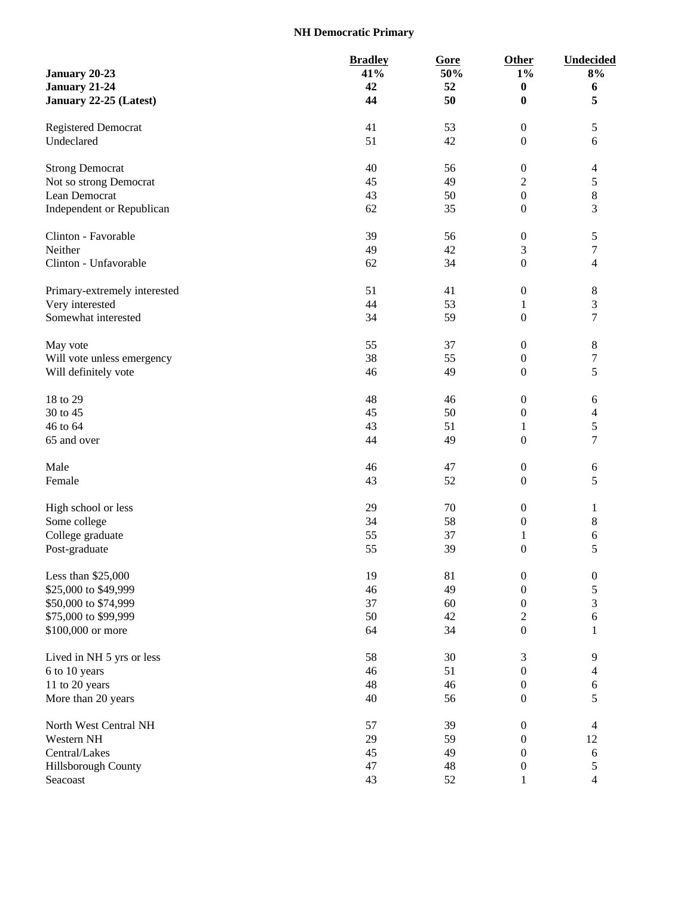## NH Democratic Primary

| | Bradley | Gore | Other | Undecided |
|---|---|---|---|---|
| **January 20-23** | **41%** | **50%** | **1%** | **8%** |
| **January 21-24** | **42** | **52** | **0** | **6** |
| **January 22-25 (Latest)** | **44** | **50** | **0** | **5** |
| | | | | |
| Registered Democrat | 41 | 53 | 0 | 5 |
| Undeclared | 51 | 42 | 0 | 6 |
| | | | | |
| Strong Democrat | 40 | 56 | 0 | 4 |
| Not so strong Democrat | 45 | 49 | 2 | 5 |
| Lean Democrat | 43 | 50 | 0 | 8 |
| Independent or Republican | 62 | 35 | 0 | 3 |
| | | | | |
| Clinton - Favorable | 39 | 56 | 0 | 5 |
| Neither | 49 | 42 | 3 | 7 |
| Clinton - Unfavorable | 62 | 34 | 0 | 4 |
| | | | | |
| Primary-extremely interested | 51 | 41 | 0 | 8 |
| Very interested | 44 | 53 | 1 | 3 |
| Somewhat interested | 34 | 59 | 0 | 7 |
| | | | | |
| May vote | 55 | 37 | 0 | 8 |
| Will vote unless emergency | 38 | 55 | 0 | 7 |
| Will definitely vote | 46 | 49 | 0 | 5 |
| | | | | |
| 18 to 29 | 48 | 46 | 0 | 6 |
| 30 to 45 | 45 | 50 | 0 | 4 |
| 46 to 64 | 43 | 51 | 1 | 5 |
| 65 and over | 44 | 49 | 0 | 7 |
| | | | | |
| Male | 46 | 47 | 0 | 6 |
| Female | 43 | 52 | 0 | 5 |
| | | | | |
| High school or less | 29 | 70 | 0 | 1 |
| Some college | 34 | 58 | 0 | 8 |
| College graduate | 55 | 37 | 1 | 6 |
| Post-graduate | 55 | 39 | 0 | 5 |
| | | | | |
| Less than $25,000 | 19 | 81 | 0 | 0 |
| $25,000 to $49,999 | 46 | 49 | 0 | 5 |
| $50,000 to $74,999 | 37 | 60 | 0 | 3 |
| $75,000 to $99,999 | 50 | 42 | 2 | 6 |
| $100,000 or more | 64 | 34 | 0 | 1 |
| | | | | |
| Lived in NH 5 yrs or less | 58 | 30 | 3 | 9 |
| 6 to 10 years | 46 | 51 | 0 | 4 |
| 11 to 20 years | 48 | 46 | 0 | 6 |
| More than 20 years | 40 | 56 | 0 | 5 |
| | | | | |
| North West Central NH | 57 | 39 | 0 | 4 |
| Western NH | 29 | 59 | 0 | 12 |
| Central/Lakes | 45 | 49 | 0 | 6 |
| Hillsborough County | 47 | 48 | 0 | 5 |
| Seacoast | 43 | 52 | 1 | 4 |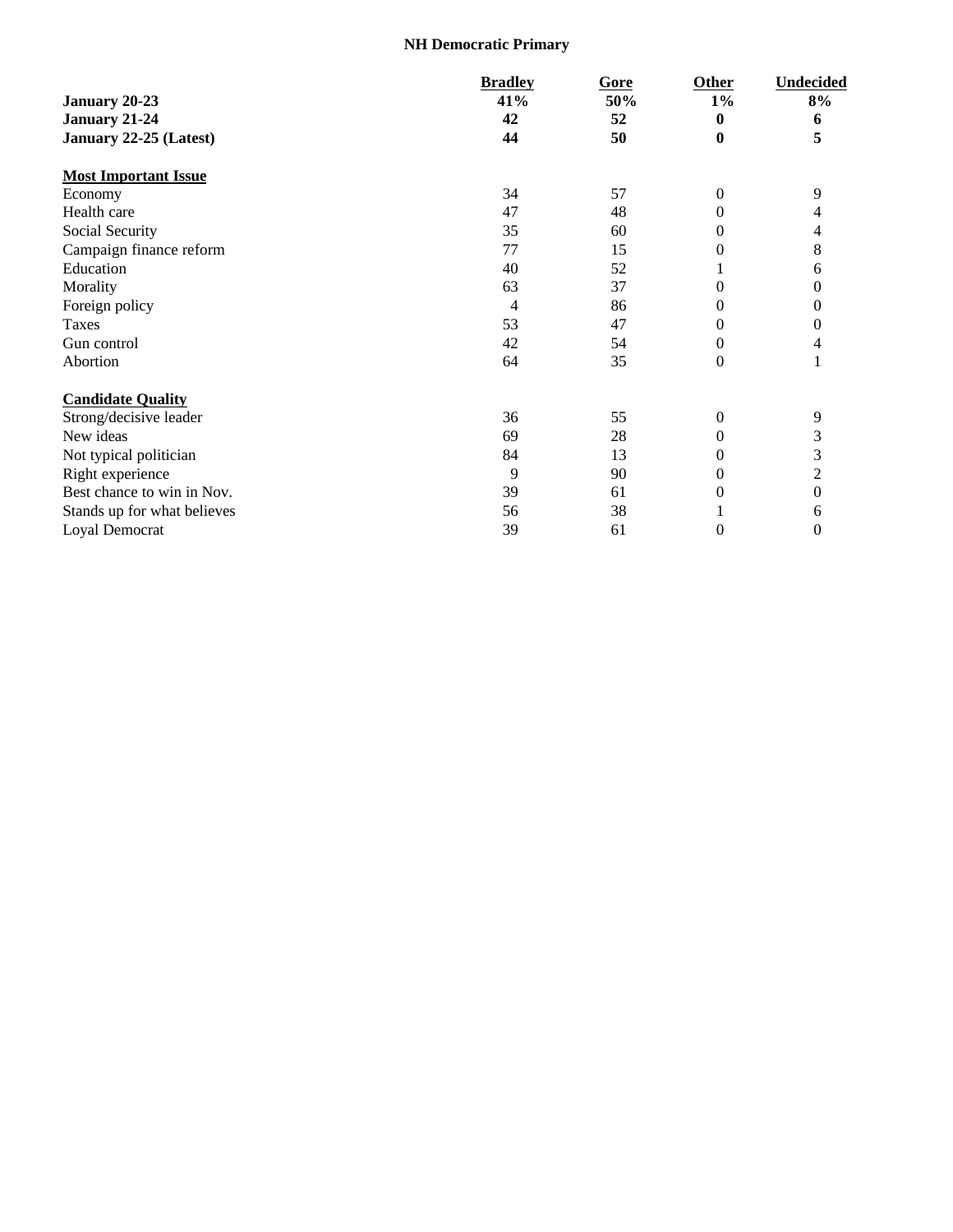# NH Democratic Primary

| | Bradley | Gore | Other | Undecided |
|---|---|---|---|---|
| **January 20-23** | **41%** | **50%** | **1%** | **8%** |
| **January 21-24** | **42** | **52** | **0** | **6** |
| **January 22-25 (Latest)** | **44** | **50** | **0** | **5** |
| **Most Important Issue** | | | | |
| Economy | 34 | 57 | 0 | 9 |
| Health care | 47 | 48 | 0 | 4 |
| Social Security | 35 | 60 | 0 | 4 |
| Campaign finance reform | 77 | 15 | 0 | 8 |
| Education | 40 | 52 | 1 | 6 |
| Morality | 63 | 37 | 0 | 0 |
| Foreign policy | 4 | 86 | 0 | 0 |
| Taxes | 53 | 47 | 0 | 0 |
| Gun control | 42 | 54 | 0 | 4 |
| Abortion | 64 | 35 | 0 | 1 |
| **Candidate Quality** | | | | |
| Strong/decisive leader | 36 | 55 | 0 | 9 |
| New ideas | 69 | 28 | 0 | 3 |
| Not typical politician | 84 | 13 | 0 | 3 |
| Right experience | 9 | 90 | 0 | 2 |
| Best chance to win in Nov. | 39 | 61 | 0 | 0 |
| Stands up for what believes | 56 | 38 | 1 | 6 |
| Loyal Democrat | 39 | 61 | 0 | 0 |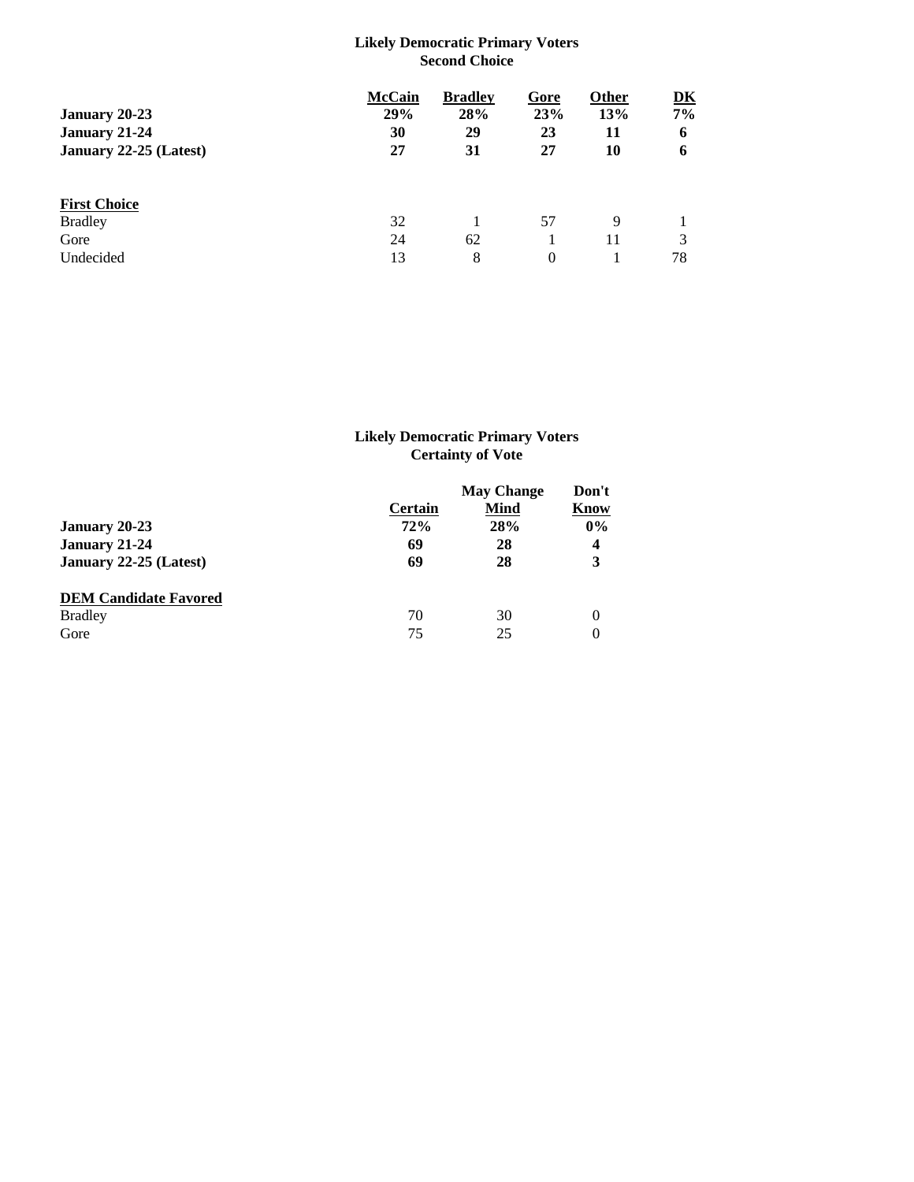**Likely Democratic Primary Voters**
**Second Choice**

| | McCain | Bradley | Gore | Other | DK |
|---|---|---|---|---|---|
| **January 20-23** | **29%** | **28%** | **23%** | **13%** | **7%** |
| **January 21-24** | **30** | **29** | **23** | **11** | **6** |
| **January 22-25 (Latest)** | **27** | **31** | **27** | **10** | **6** |
| **First Choice** | | | | | |
| Bradley | 32 | 1 | 57 | 9 | 1 |
| Gore | 24 | 62 | 1 | 11 | 3 |
| Undecided | 13 | 8 | 0 | 1 | 78 |

**Likely Democratic Primary Voters**
**Certainty of Vote**

| | Certain | May Change Mind | Don't Know |
|---|---|---|---|
| **January 20-23** | **72%** | **28%** | **0%** |
| **January 21-24** | **69** | **28** | **4** |
| **January 22-25 (Latest)** | **69** | **28** | **3** |
| **DEM Candidate Favored** | | | |
| Bradley | 70 | 30 | 0 |
| Gore | 75 | 25 | 0 |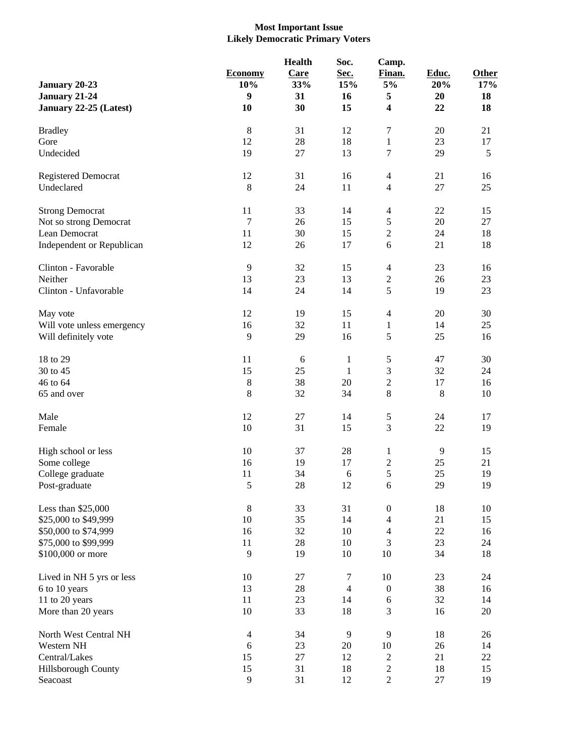**Most Important Issue**
**Likely Democratic Primary Voters**

| | Economy | Health Care | Soc. Sec. | Camp. Finan. | Educ. | Other |
|---|---|---|---|---|---|---|
| **January 20-23** | **10%** | **33%** | **15%** | **5%** | **20%** | **17%** |
| **January 21-24** | **9** | **31** | **16** | **5** | **20** | **18** |
| **January 22-25 (Latest)** | **10** | **30** | **15** | **4** | **22** | **18** |
| | | | | | | |
| Bradley | 8 | 31 | 12 | 7 | 20 | 21 |
| Gore | 12 | 28 | 18 | 1 | 23 | 17 |
| Undecided | 19 | 27 | 13 | 7 | 29 | 5 |
| | | | | | | |
| Registered Democrat | 12 | 31 | 16 | 4 | 21 | 16 |
| Undeclared | 8 | 24 | 11 | 4 | 27 | 25 |
| | | | | | | |
| Strong Democrat | 11 | 33 | 14 | 4 | 22 | 15 |
| Not so strong Democrat | 7 | 26 | 15 | 5 | 20 | 27 |
| Lean Democrat | 11 | 30 | 15 | 2 | 24 | 18 |
| Independent or Republican | 12 | 26 | 17 | 6 | 21 | 18 |
| | | | | | | |
| Clinton - Favorable | 9 | 32 | 15 | 4 | 23 | 16 |
| Neither | 13 | 23 | 13 | 2 | 26 | 23 |
| Clinton - Unfavorable | 14 | 24 | 14 | 5 | 19 | 23 |
| | | | | | | |
| May vote | 12 | 19 | 15 | 4 | 20 | 30 |
| Will vote unless emergency | 16 | 32 | 11 | 1 | 14 | 25 |
| Will definitely vote | 9 | 29 | 16 | 5 | 25 | 16 |
| | | | | | | |
| 18 to 29 | 11 | 6 | 1 | 5 | 47 | 30 |
| 30 to 45 | 15 | 25 | 1 | 3 | 32 | 24 |
| 46 to 64 | 8 | 38 | 20 | 2 | 17 | 16 |
| 65 and over | 8 | 32 | 34 | 8 | 8 | 10 |
| | | | | | | |
| Male | 12 | 27 | 14 | 5 | 24 | 17 |
| Female | 10 | 31 | 15 | 3 | 22 | 19 |
| | | | | | | |
| High school or less | 10 | 37 | 28 | 1 | 9 | 15 |
| Some college | 16 | 19 | 17 | 2 | 25 | 21 |
| College graduate | 11 | 34 | 6 | 5 | 25 | 19 |
| Post-graduate | 5 | 28 | 12 | 6 | 29 | 19 |
| | | | | | | |
| Less than $25,000 | 8 | 33 | 31 | 0 | 18 | 10 |
| $25,000 to $49,999 | 10 | 35 | 14 | 4 | 21 | 15 |
| $50,000 to $74,999 | 16 | 32 | 10 | 4 | 22 | 16 |
| $75,000 to $99,999 | 11 | 28 | 10 | 3 | 23 | 24 |
| $100,000 or more | 9 | 19 | 10 | 10 | 34 | 18 |
| | | | | | | |
| Lived in NH 5 yrs or less | 10 | 27 | 7 | 10 | 23 | 24 |
| 6 to 10 years | 13 | 28 | 4 | 0 | 38 | 16 |
| 11 to 20 years | 11 | 23 | 14 | 6 | 32 | 14 |
| More than 20 years | 10 | 33 | 18 | 3 | 16 | 20 |
| | | | | | | |
| North West Central NH | 4 | 34 | 9 | 9 | 18 | 26 |
| Western NH | 6 | 23 | 20 | 10 | 26 | 14 |
| Central/Lakes | 15 | 27 | 12 | 2 | 21 | 22 |
| Hillsborough County | 15 | 31 | 18 | 2 | 18 | 15 |
| Seacoast | 9 | 31 | 12 | 2 | 27 | 19 |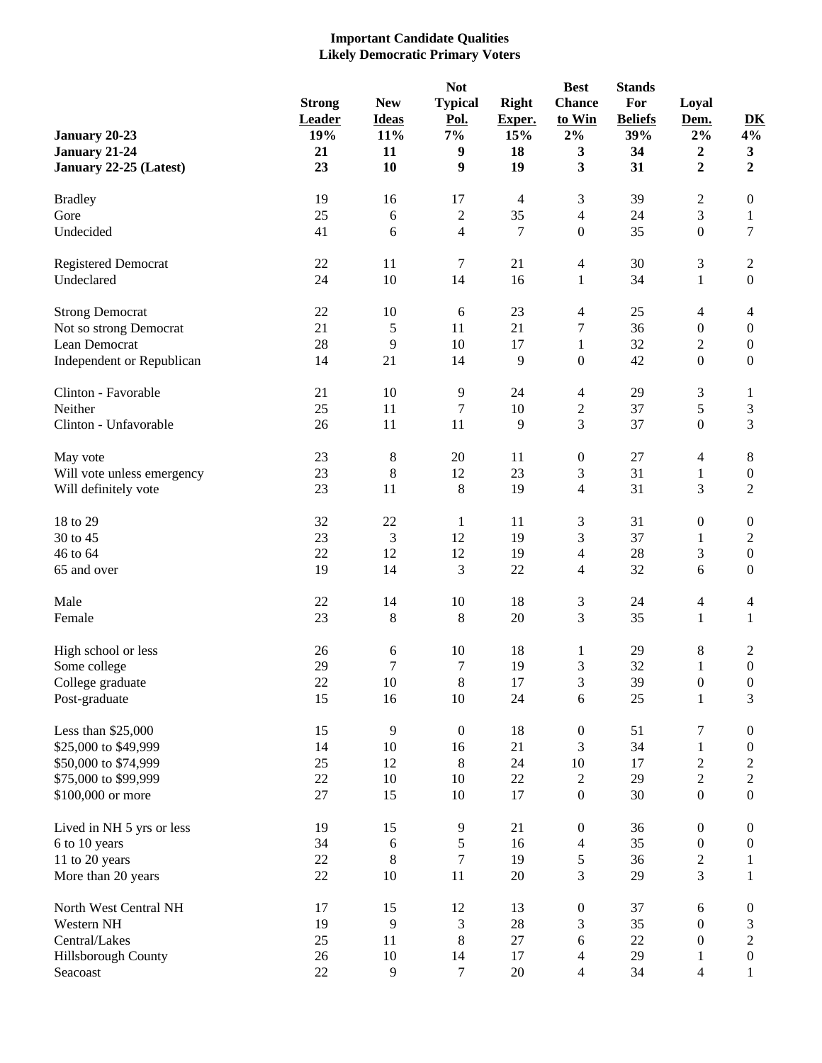**Important Candidate Qualities**
**Likely Democratic Primary Voters**

| | Strong Leader | New Ideas | Not Typical Pol. | Right Exper. | Best Chance to Win | Stands For Beliefs | Loyal Dem. | DK |
|---|---|---|---|---|---|---|---|---|
| **January 20-23** | **19%** | **11%** | **7%** | **15%** | **2%** | **39%** | **2%** | **4%** |
| **January 21-24** | **21** | **11** | **9** | **18** | **3** | **34** | **2** | **3** |
| **January 22-25 (Latest)** | **23** | **10** | **9** | **19** | **3** | **31** | **2** | **2** |
| Bradley | 19 | 16 | 17 | 4 | 3 | 39 | 2 | 0 |
| Gore | 25 | 6 | 2 | 35 | 4 | 24 | 3 | 1 |
| Undecided | 41 | 6 | 4 | 7 | 0 | 35 | 0 | 7 |
| Registered Democrat | 22 | 11 | 7 | 21 | 4 | 30 | 3 | 2 |
| Undeclared | 24 | 10 | 14 | 16 | 1 | 34 | 1 | 0 |
| Strong Democrat | 22 | 10 | 6 | 23 | 4 | 25 | 4 | 4 |
| Not so strong Democrat | 21 | 5 | 11 | 21 | 7 | 36 | 0 | 0 |
| Lean Democrat | 28 | 9 | 10 | 17 | 1 | 32 | 2 | 0 |
| Independent or Republican | 14 | 21 | 14 | 9 | 0 | 42 | 0 | 0 |
| Clinton - Favorable | 21 | 10 | 9 | 24 | 4 | 29 | 3 | 1 |
| Neither | 25 | 11 | 7 | 10 | 2 | 37 | 5 | 3 |
| Clinton - Unfavorable | 26 | 11 | 11 | 9 | 3 | 37 | 0 | 3 |
| May vote | 23 | 8 | 20 | 11 | 0 | 27 | 4 | 8 |
| Will vote unless emergency | 23 | 8 | 12 | 23 | 3 | 31 | 1 | 0 |
| Will definitely vote | 23 | 11 | 8 | 19 | 4 | 31 | 3 | 2 |
| 18 to 29 | 32 | 22 | 1 | 11 | 3 | 31 | 0 | 0 |
| 30 to 45 | 23 | 3 | 12 | 19 | 3 | 37 | 1 | 2 |
| 46 to 64 | 22 | 12 | 12 | 19 | 4 | 28 | 3 | 0 |
| 65 and over | 19 | 14 | 3 | 22 | 4 | 32 | 6 | 0 |
| Male | 22 | 14 | 10 | 18 | 3 | 24 | 4 | 4 |
| Female | 23 | 8 | 8 | 20 | 3 | 35 | 1 | 1 |
| High school or less | 26 | 6 | 10 | 18 | 1 | 29 | 8 | 2 |
| Some college | 29 | 7 | 7 | 19 | 3 | 32 | 1 | 0 |
| College graduate | 22 | 10 | 8 | 17 | 3 | 39 | 0 | 0 |
| Post-graduate | 15 | 16 | 10 | 24 | 6 | 25 | 1 | 3 |
| Less than $25,000 | 15 | 9 | 0 | 18 | 0 | 51 | 7 | 0 |
| $25,000 to $49,999 | 14 | 10 | 16 | 21 | 3 | 34 | 1 | 0 |
| $50,000 to $74,999 | 25 | 12 | 8 | 24 | 10 | 17 | 2 | 2 |
| $75,000 to $99,999 | 22 | 10 | 10 | 22 | 2 | 29 | 2 | 2 |
| $100,000 or more | 27 | 15 | 10 | 17 | 0 | 30 | 0 | 0 |
| Lived in NH 5 yrs or less | 19 | 15 | 9 | 21 | 0 | 36 | 0 | 0 |
| 6 to 10 years | 34 | 6 | 5 | 16 | 4 | 35 | 0 | 0 |
| 11 to 20 years | 22 | 8 | 7 | 19 | 5 | 36 | 2 | 1 |
| More than 20 years | 22 | 10 | 11 | 20 | 3 | 29 | 3 | 1 |
| North West Central NH | 17 | 15 | 12 | 13 | 0 | 37 | 6 | 0 |
| Western NH | 19 | 9 | 3 | 28 | 3 | 35 | 0 | 3 |
| Central/Lakes | 25 | 11 | 8 | 27 | 6 | 22 | 0 | 2 |
| Hillsborough County | 26 | 10 | 14 | 17 | 4 | 29 | 1 | 0 |
| Seacoast | 22 | 9 | 7 | 20 | 4 | 34 | 4 | 1 |